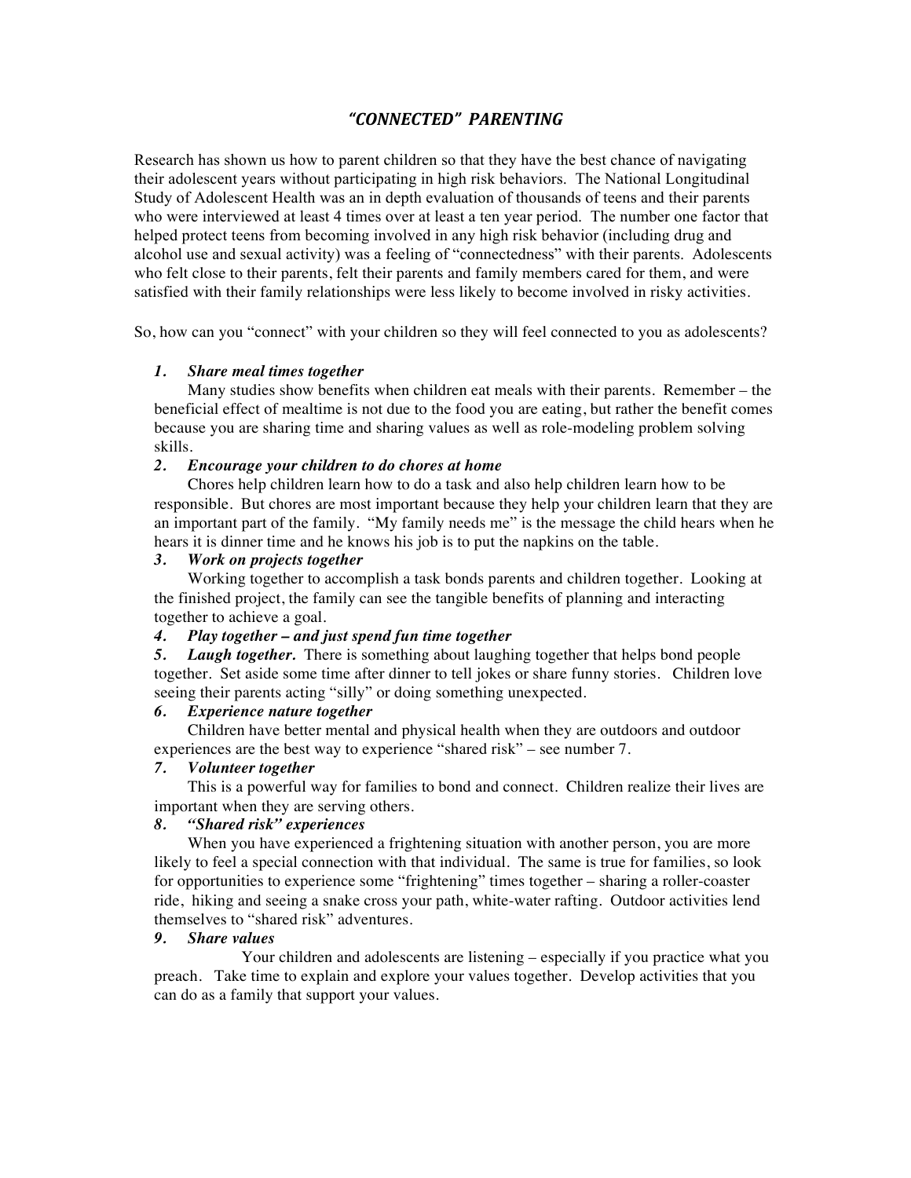# *"CONNECTED" PARENTING*

Research has shown us how to parent children so that they have the best chance of navigating their adolescent years without participating in high risk behaviors. The National Longitudinal Study of Adolescent Health was an in depth evaluation of thousands of teens and their parents who were interviewed at least 4 times over at least a ten year period. The number one factor that helped protect teens from becoming involved in any high risk behavior (including drug and alcohol use and sexual activity) was a feeling of "connectedness" with their parents. Adolescents who felt close to their parents, felt their parents and family members cared for them, and were satisfied with their family relationships were less likely to become involved in risky activities.

So, how can you "connect" with your children so they will feel connected to you as adolescents?

1. ***Share meal times together***

   Many studies show benefits when children eat meals with their parents. Remember – the beneficial effect of mealtime is not due to the food you are eating, but rather the benefit comes because you are sharing time and sharing values as well as role-modeling problem solving skills.

2. ***Encourage your children to do chores at home***

   Chores help children learn how to do a task and also help children learn how to be responsible. But chores are most important because they help your children learn that they are an important part of the family. "My family needs me" is the message the child hears when he hears it is dinner time and he knows his job is to put the napkins on the table.

3. ***Work on projects together***

   Working together to accomplish a task bonds parents and children together. Looking at the finished project, the family can see the tangible benefits of planning and interacting together to achieve a goal.

4. ***Play together – and just spend fun time together***

5. ***Laugh together.*** There is something about laughing together that helps bond people together. Set aside some time after dinner to tell jokes or share funny stories. Children love seeing their parents acting "silly" or doing something unexpected.

6. ***Experience nature together***

   Children have better mental and physical health when they are outdoors and outdoor experiences are the best way to experience "shared risk" – see number 7.

7. ***Volunteer together***

   This is a powerful way for families to bond and connect. Children realize their lives are important when they are serving others.

8. ***"Shared risk" experiences***

   When you have experienced a frightening situation with another person, you are more likely to feel a special connection with that individual. The same is true for families, so look for opportunities to experience some "frightening" times together – sharing a roller-coaster ride, hiking and seeing a snake cross your path, white-water rafting. Outdoor activities lend themselves to "shared risk" adventures.

9. ***Share values***

   Your children and adolescents are listening – especially if you practice what you preach. Take time to explain and explore your values together. Develop activities that you can do as a family that support your values.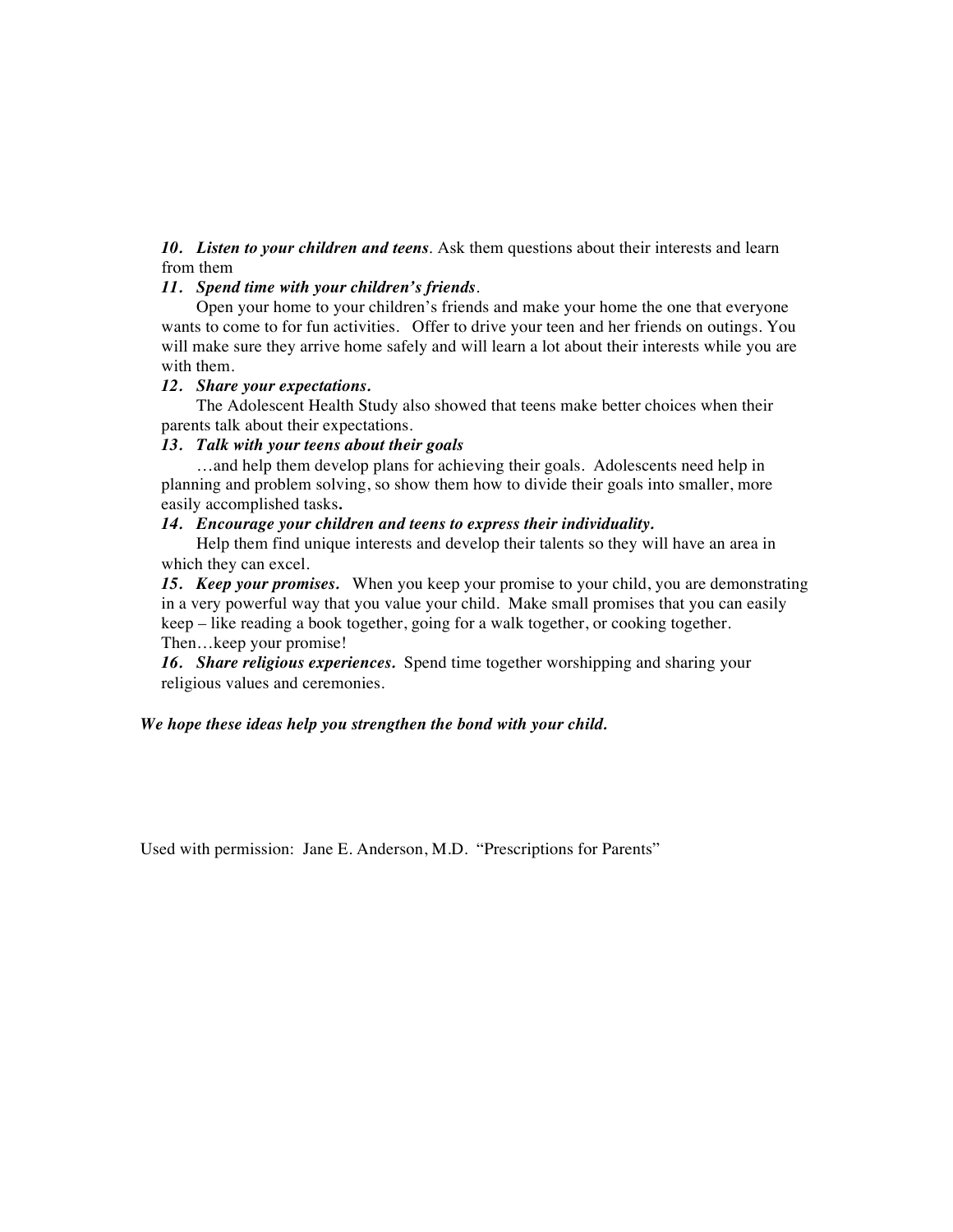***10. Listen to your children and teens***. Ask them questions about their interests and learn from them

***11. Spend time with your children's friends***.

Open your home to your children's friends and make your home the one that everyone wants to come to for fun activities. Offer to drive your teen and her friends on outings. You will make sure they arrive home safely and will learn a lot about their interests while you are with them.

***12. Share your expectations.***

The Adolescent Health Study also showed that teens make better choices when their parents talk about their expectations.

***13. Talk with your teens about their goals***

…and help them develop plans for achieving their goals. Adolescents need help in planning and problem solving, so show them how to divide their goals into smaller, more easily accomplished tasks**.**

***14. Encourage your children and teens to express their individuality.***

Help them find unique interests and develop their talents so they will have an area in which they can excel.

***15. Keep your promises.*** When you keep your promise to your child, you are demonstrating in a very powerful way that you value your child. Make small promises that you can easily keep – like reading a book together, going for a walk together, or cooking together. Then…keep your promise!

***16. Share religious experiences.*** Spend time together worshipping and sharing your religious values and ceremonies.

***We hope these ideas help you strengthen the bond with your child.***

Used with permission: Jane E. Anderson, M.D. "Prescriptions for Parents"